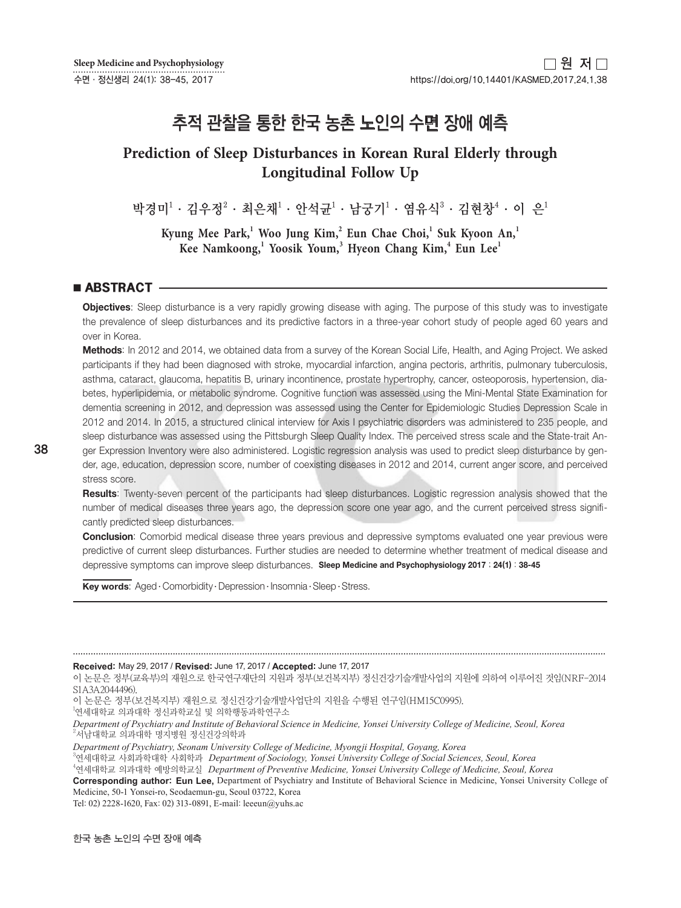□ 원 저 □

https://doi.org/10.14401/KASMED.2017.24.1.38

# 추적 관찰을 통한 한국 농촌 노인의 수면 장애 예측

## Prediction of Sleep Disturbances in Korean Rural Elderly through Longitudinal Follow Up

박경미[1] · 김우정[2] · 최은채[1] · 안석균[1] · 남궁기[1] · 염유식[3] · 김현창[4] · 이 은[1]

Kyung Mee Park,[1] Woo Jung Kim,[2] Eun Chae Choi,[1] Suk Kyoon An,[1] Kee Namkoong,[1] Yoosik Youm,[3] Hyeon Chang Kim,[4] Eun Lee[1]

## ■ ABSTRACT

**Objectives**: Sleep disturbance is a very rapidly growing disease with aging. The purpose of this study was to investigate the prevalence of sleep disturbances and its predictive factors in a three-year cohort study of people aged 60 years and over in Korea.

**Methods**: In 2012 and 2014, we obtained data from a survey of the Korean Social Life, Health, and Aging Project. We asked participants if they had been diagnosed with stroke, myocardial infarction, angina pectoris, arthritis, pulmonary tuberculosis, asthma, cataract, glaucoma, hepatitis B, urinary incontinence, prostate hypertrophy, cancer, osteoporosis, hypertension, diabetes, hyperlipidemia, or metabolic syndrome. Cognitive function was assessed using the Mini-Mental State Examination for dementia screening in 2012, and depression was assessed using the Center for Epidemiologic Studies Depression Scale in 2012 and 2014. In 2015, a structured clinical interview for Axis I psychiatric disorders was administered to 235 people, and sleep disturbance was assessed using the Pittsburgh Sleep Quality Index. The perceived stress scale and the State-trait Anger Expression Inventory were also administered. Logistic regression analysis was used to predict sleep disturbance by gender, age, education, depression score, number of coexisting diseases in 2012 and 2014, current anger score, and perceived stress score.

**Results**: Twenty-seven percent of the participants had sleep disturbances. Logistic regression analysis showed that the number of medical diseases three years ago, the depression score one year ago, and the current perceived stress significantly predicted sleep disturbances.

**Conclusion**: Comorbid medical disease three years previous and depressive symptoms evaluated one year previous were predictive of current sleep disturbances. Further studies are needed to determine whether treatment of medical disease and depressive symptoms can improve sleep disturbances. **Sleep Medicine and Psychophysiology 2017 : 24(1) : 38-45**

**Key words**: Aged · Comorbidity · Depression · Insomnia · Sleep · Stress.

---

**Received:** May 29, 2017 / **Revised:** June 17, 2017 / **Accepted:** June 17, 2017

이 논문은 정부(교육부)의 재원으로 한국연구재단의 지원과 정부(보건복지부) 정신건강기술개발사업의 지원에 의하여 이루어진 것임(NRF-2014 S1A3A2044496).

이 논문은 정부(보건복지부) 재원으로 정신건강기술개발사업단의 지원을 수행된 연구임(HM15C0995).

[1]연세대학교 의과대학 정신과학교실 및 의학행동과학연구소

*Department of Psychiatry and Institute of Behavioral Science in Medicine, Yonsei University College of Medicine, Seoul, Korea*

[2]서남대학교 의과대학 명지병원 정신건강의학과

*Department of Psychiatry, Seonam University College of Medicine, Myongji Hospital, Goyang, Korea*

[3]연세대학교 사회과학대학 사회학과 *Department of Sociology, Yonsei University College of Social Sciences, Seoul, Korea*

[4]연세대학교 의과대학 예방의학교실 *Department of Preventive Medicine, Yonsei University College of Medicine, Seoul, Korea*

**Corresponding author: Eun Lee,** Department of Psychiatry and Institute of Behavioral Science in Medicine, Yonsei University College of Medicine, 50-1 Yonsei-ro, Seodaemun-gu, Seoul 03722, Korea

Tel: 02) 2228-1620, Fax: 02) 313-0891, E-mail: leeeun@yuhs.ac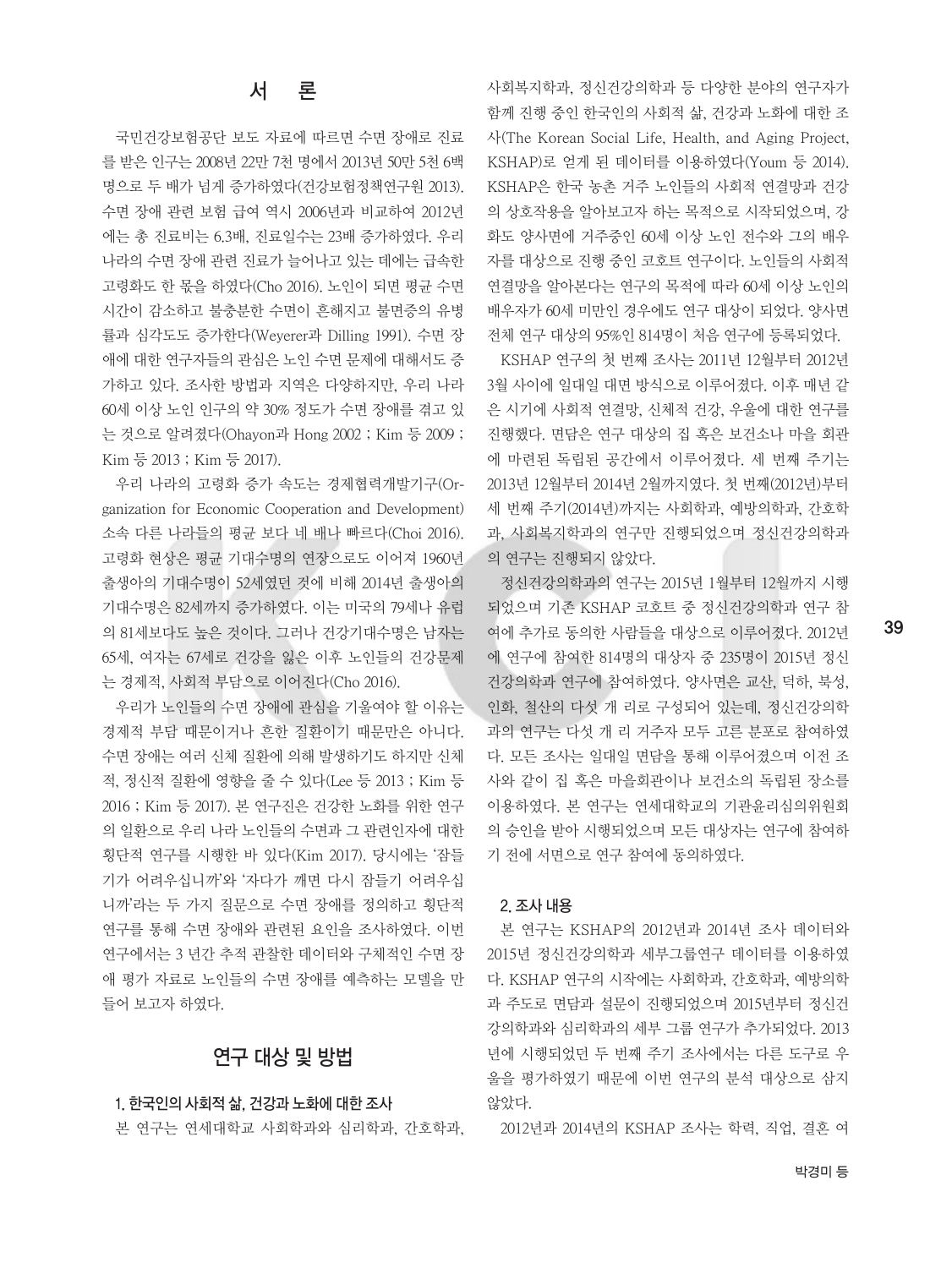## 서　론

국민건강보험공단 보도 자료에 따르면 수면 장애로 진료를 받은 인구는 2008년 22만 7천 명에서 2013년 50만 5천 6백 명으로 두 배가 넘게 증가하였다(건강보험정책연구원 2013). 수면 장애 관련 보험 급여 역시 2006년과 비교하여 2012년에는 총 진료비는 6.3배, 진료일수는 23배 증가하였다. 우리 나라의 수면 장애 관련 진료가 늘어나고 있는 데에는 급속한 고령화도 한 몫을 하였다(Cho 2016). 노인이 되면 평균 수면 시간이 감소하고 불충분한 수면이 흔해지고 불면증의 유병률과 심각도도 증가한다(Weyerer과 Dilling 1991). 수면 장애에 대한 연구자들의 관심은 노인 수면 문제에 대해서도 증가하고 있다. 조사한 방법과 지역은 다양하지만, 우리 나라 60세 이상 노인 인구의 약 30% 정도가 수면 장애를 겪고 있는 것으로 알려졌다(Ohayon과 Hong 2002 ; Kim 등 2009 ; Kim 등 2013 ; Kim 등 2017).

우리 나라의 고령화 증가 속도는 경제협력개발기구(Organization for Economic Cooperation and Development) 소속 다른 나라들의 평균 보다 네 배나 빠르다(Choi 2016). 고령화 현상은 평균 기대수명의 연장으로도 이어져 1960년 출생아의 기대수명이 52세였던 것에 비해 2014년 출생아의 기대수명은 82세까지 증가하였다. 이는 미국의 79세나 유럽의 81세보다도 높은 것이다. 그러나 건강기대수명은 남자는 65세, 여자는 67세로 건강을 잃은 이후 노인들의 건강문제는 경제적, 사회적 부담으로 이어진다(Cho 2016).

우리가 노인들의 수면 장애에 관심을 기울여야 할 이유는 경제적 부담 때문이거나 흔한 질환이기 때문만은 아니다. 수면 장애는 여러 신체 질환에 의해 발생하기도 하지만 신체적, 정신적 질환에 영향을 줄 수 있다(Lee 등 2013 ; Kim 등 2016 ; Kim 등 2017). 본 연구진은 건강한 노화를 위한 연구의 일환으로 우리 나라 노인들의 수면과 그 관련인자에 대한 횡단적 연구를 시행한 바 있다(Kim 2017). 당시에는 '잠들기가 어려우십니까'와 '자다가 깨면 다시 잠들기 어려우십니까'라는 두 가지 질문으로 수면 장애를 정의하고 횡단적 연구를 통해 수면 장애와 관련된 요인을 조사하였다. 이번 연구에서는 3 년간 추적 관찰한 데이터와 구체적인 수면 장애 평가 자료로 노인들의 수면 장애를 예측하는 모델을 만들어 보고자 하였다.

## 연구 대상 및 방법

### 1. 한국인의 사회적 삶, 건강과 노화에 대한 조사

본 연구는 연세대학교 사회학과와 심리학과, 간호학과, 사회복지학과, 정신건강의학과 등 다양한 분야의 연구자가 함께 진행 중인 한국인의 사회적 삶, 건강과 노화에 대한 조사(The Korean Social Life, Health, and Aging Project, KSHAP)로 얻게 된 데이터를 이용하였다(Youm 등 2014). KSHAP은 한국 농촌 거주 노인들의 사회적 연결망과 건강의 상호작용을 알아보고자 하는 목적으로 시작되었으며, 강화도 양사면에 거주중인 60세 이상 노인 전수와 그의 배우자를 대상으로 진행 중인 코호트 연구이다. 노인들의 사회적 연결망을 알아본다는 연구의 목적에 따라 60세 이상 노인의 배우자가 60세 미만인 경우에도 연구 대상이 되었다. 양사면 전체 연구 대상의 95%인 814명이 처음 연구에 등록되었다.

KSHAP 연구의 첫 번째 조사는 2011년 12월부터 2012년 3월 사이에 일대일 대면 방식으로 이루어졌다. 이후 매년 같은 시기에 사회적 연결망, 신체적 건강, 우울에 대한 연구를 진행했다. 면담은 연구 대상의 집 혹은 보건소나 마을 회관에 마련된 독립된 공간에서 이루어졌다. 세 번째 주기는 2013년 12월부터 2014년 2월까지였다. 첫 번째(2012년)부터 세 번째 주기(2014년)까지는 사회학과, 예방의학과, 간호학과, 사회복지학과의 연구만 진행되었으며 정신건강의학과의 연구는 진행되지 않았다.

정신건강의학과의 연구는 2015년 1월부터 12월까지 시행되었으며 기존 KSHAP 코호트 중 정신건강의학과 연구 참여에 추가로 동의한 사람들을 대상으로 이루어졌다. 2012년에 연구에 참여한 814명의 대상자 중 235명이 2015년 정신건강의학과 연구에 참여하였다. 양사면은 교산, 덕하, 북성, 인화, 철산의 다섯 개 리로 구성되어 있는데, 정신건강의학과의 연구는 다섯 개 리 거주자 모두 고른 분포로 참여하였다. 모든 조사는 일대일 면담을 통해 이루어졌으며 이전 조사와 같이 집 혹은 마을회관이나 보건소의 독립된 장소를 이용하였다. 본 연구는 연세대학교의 기관윤리심의위원회의 승인을 받아 시행되었으며 모든 대상자는 연구에 참여하기 전에 서면으로 연구 참여에 동의하였다.

### 2. 조사 내용

본 연구는 KSHAP의 2012년과 2014년 조사 데이터와 2015년 정신건강의학과 세부그룹연구 데이터를 이용하였다. KSHAP 연구의 시작에는 사회학과, 간호학과, 예방의학과 주도로 면담과 설문이 진행되었으며 2015년부터 정신건강의학과와 심리학과의 세부 그룹 연구가 추가되었다. 2013년에 시행되었던 두 번째 주기 조사에서는 다른 도구로 우울을 평가하였기 때문에 이번 연구의 분석 대상으로 삼지 않았다.

2012년과 2014년의 KSHAP 조사는 학력, 직업, 결혼 여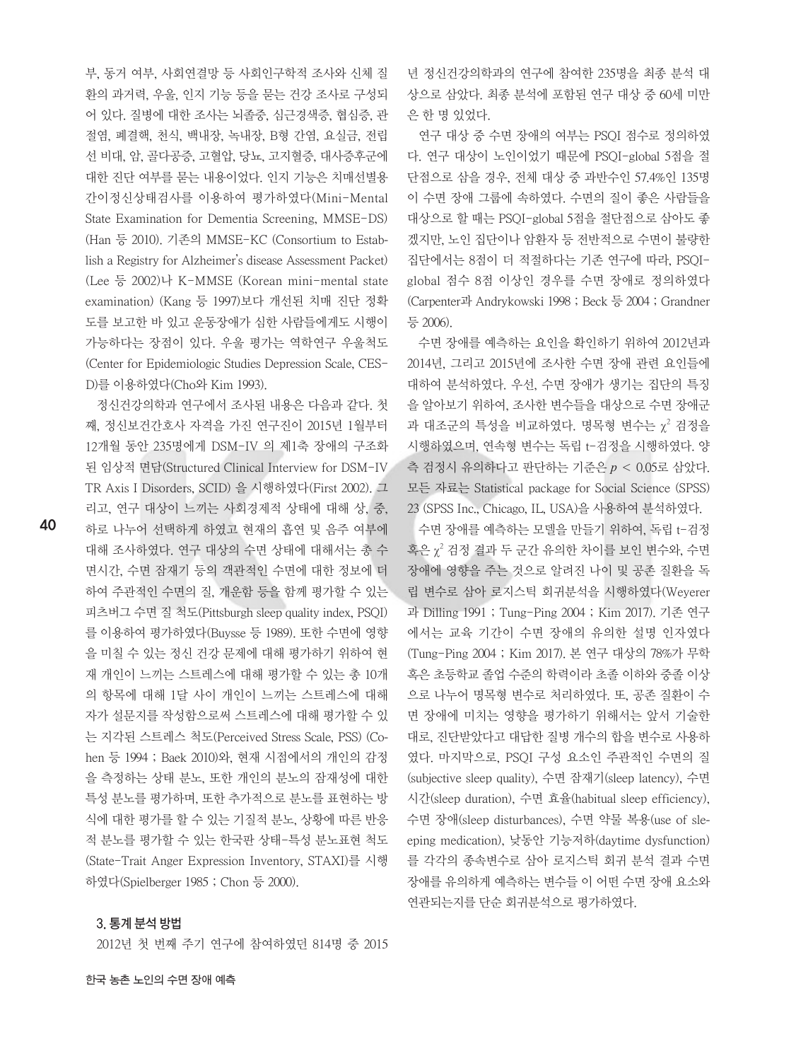부, 동거 여부, 사회연결망 등 사회인구학적 조사와 신체 질환의 과거력, 우울, 인지 기능 등을 묻는 건강 조사로 구성되어 있다. 질병에 대한 조사는 뇌졸중, 심근경색증, 협심증, 관절염, 폐결핵, 천식, 백내장, 녹내장, B형 간염, 요실금, 전립선 비대, 암, 골다공증, 고혈압, 당뇨, 고지혈증, 대사증후군에 대한 진단 여부를 묻는 내용이었다. 인지 기능은 치매선별용 간이정신상태검사를 이용하여 평가하였다(Mini-Mental State Examination for Dementia Screening, MMSE-DS) (Han 등 2010). 기존의 MMSE-KC (Consortium to Establish a Registry for Alzheimer's disease Assessment Packet) (Lee 등 2002)나 K-MMSE (Korean mini-mental state examination) (Kang 등 1997)보다 개선된 치매 진단 정확도를 보고한 바 있고 운동장애가 심한 사람들에게도 시행이 가능하다는 장점이 있다. 우울 평가는 역학연구 우울척도(Center for Epidemiologic Studies Depression Scale, CES-D)를 이용하였다(Cho와 Kim 1993).

정신건강의학과 연구에서 조사된 내용은 다음과 같다. 첫째, 정신보건간호사 자격을 가진 연구진이 2015년 1월부터 12개월 동안 235명에게 DSM-IV 의 제1축 장애의 구조화된 임상적 면담(Structured Clinical Interview for DSM-IV TR Axis I Disorders, SCID) 을 시행하였다(First 2002). 그리고, 연구 대상이 느끼는 사회경제적 상태에 대해 상, 중, 하로 나누어 선택하게 하였고 현재의 흡연 및 음주 여부에 대해 조사하였다. 연구 대상의 수면 상태에 대해서는 총 수면시간, 수면 잠재기 등의 객관적인 수면에 대한 정보에 더하여 주관적인 수면의 질, 개운함 등을 함께 평가할 수 있는 피츠버그 수면 질 척도(Pittsburgh sleep quality index, PSQI)를 이용하여 평가하였다(Buysse 등 1989). 또한 수면에 영향을 미칠 수 있는 정신 건강 문제에 대해 평가하기 위하여 현재 개인이 느끼는 스트레스에 대해 평가할 수 있는 총 10개의 항목에 대해 1달 사이 개인이 느끼는 스트레스에 대해 자가 설문지를 작성함으로써 스트레스에 대해 평가할 수 있는 지각된 스트레스 척도(Perceived Stress Scale, PSS) (Cohen 등 1994 ; Baek 2010)와, 현재 시점에서의 개인의 감정을 측정하는 상태 분노, 또한 개인의 분노의 잠재성에 대한 특성 분노를 평가하며, 또한 추가적으로 분노를 표현하는 방식에 대한 평가를 할 수 있는 기질적 분노, 상황에 따른 반응적 분노를 평가할 수 있는 한국판 상태-특성 분노표현 척도(State-Trait Anger Expression Inventory, STAXI)를 시행하였다(Spielberger 1985 ; Chon 등 2000).

### 3. 통계 분석 방법

2012년 첫 번째 주기 연구에 참여하였던 814명 중 2015년 정신건강의학과의 연구에 참여한 235명을 최종 분석 대상으로 삼았다. 최종 분석에 포함된 연구 대상 중 60세 미만은 한 명 있었다.

연구 대상 중 수면 장애의 여부는 PSQI 점수로 정의하였다. 연구 대상이 노인이었기 때문에 PSQI-global 5점을 절단점으로 삼을 경우, 전체 대상 중 과반수인 57.4%인 135명이 수면 장애 그룹에 속하였다. 수면의 질이 좋은 사람들을 대상으로 할 때는 PSQI-global 5점을 절단점으로 삼아도 좋겠지만, 노인 집단이나 암환자 등 전반적으로 수면이 불량한 집단에서는 8점이 더 적절하다는 기존 연구에 따라, PSQI-global 점수 8점 이상인 경우를 수면 장애로 정의하였다(Carpenter과 Andrykowski 1998 ; Beck 등 2004 ; Grandner 등 2006).

수면 장애를 예측하는 요인을 확인하기 위하여 2012년과 2014년, 그리고 2015년에 조사한 수면 장애 관련 요인들에 대하여 분석하였다. 우선, 수면 장애가 생기는 집단의 특징을 알아보기 위하여, 조사한 변수들을 대상으로 수면 장애군과 대조군의 특성을 비교하였다. 명목형 변수는 $\chi^2$ 검정을 시행하였으며, 연속형 변수는 독립 t-검정을 시행하였다. 양측 검정시 유의하다고 판단하는 기준은 $p < 0.05$로 삼았다. 모든 자료는 Statistical package for Social Science (SPSS) 23 (SPSS Inc., Chicago, IL, USA)을 사용하여 분석하였다.

수면 장애를 예측하는 모델을 만들기 위하여, 독립 t-검정 혹은 $\chi^2$ 검정 결과 두 군간 유의한 차이를 보인 변수와, 수면 장애에 영향을 주는 것으로 알려진 나이 및 공존 질환을 독립 변수로 삼아 로지스틱 회귀분석을 시행하였다(Weyerer과 Dilling 1991 ; Tung-Ping 2004 ; Kim 2017). 기존 연구에서는 교육 기간이 수면 장애의 유의한 설명 인자였다(Tung-Ping 2004 ; Kim 2017). 본 연구 대상의 78%가 무학 혹은 초등학교 졸업 수준의 학력이라 초졸 이하와 중졸 이상으로 나누어 명목형 변수로 처리하였다. 또, 공존 질환이 수면 장애에 미치는 영향을 평가하기 위해서는 앞서 기술한 대로, 진단받았다고 대답한 질병 개수의 합을 변수로 사용하였다. 마지막으로, PSQI 구성 요소인 주관적인 수면의 질(subjective sleep quality), 수면 잠재기(sleep latency), 수면 시간(sleep duration), 수면 효율(habitual sleep efficiency), 수면 장애(sleep disturbances), 수면 약물 복용(use of sleeping medication), 낮동안 기능저하(daytime dysfunction)를 각각의 종속변수로 삼아 로지스틱 회귀 분석 결과 수면 장애를 유의하게 예측하는 변수들 이 어떤 수면 장애 요소와 연관되는지를 단순 회귀분석으로 평가하였다.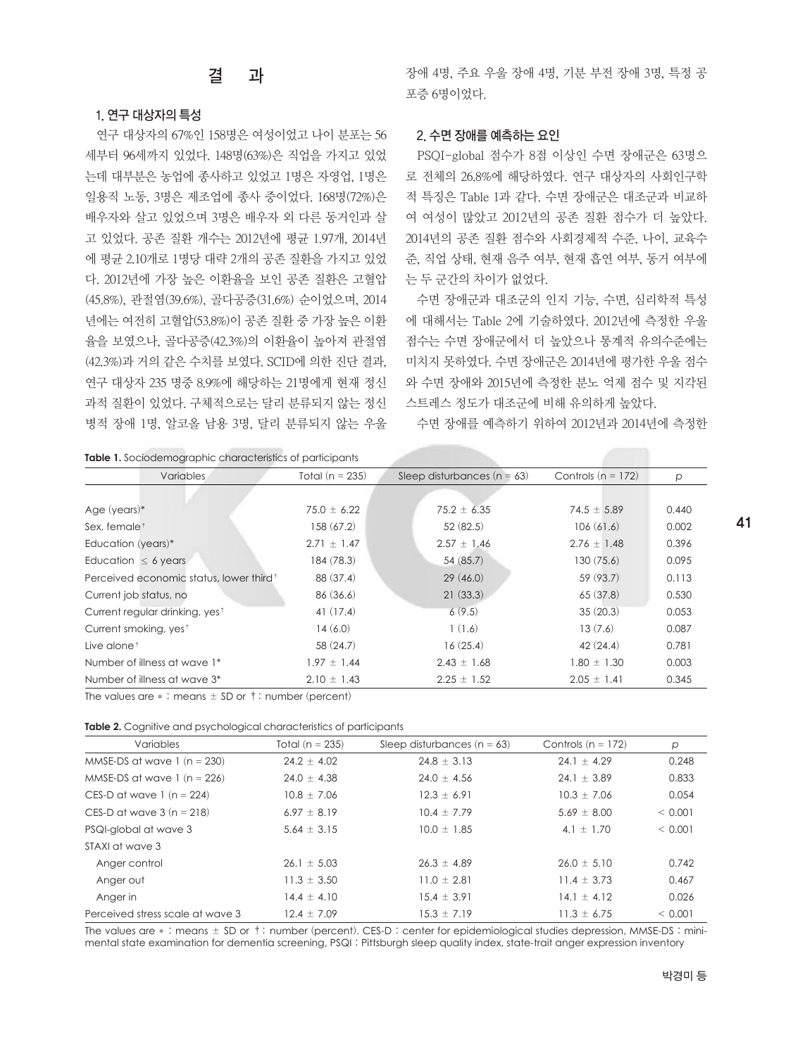## 결 과

### 1. 연구 대상자의 특성

연구 대상자의 67%인 158명은 여성이었고 나이 분포는 56세부터 96세까지 있었다. 148명(63%)은 직업을 가지고 있었는데 대부분은 농업에 종사하고 있었고 1명은 자영업, 1명은 일용직 노동, 3명은 제조업에 종사 중이었다. 168명(72%)은 배우자와 살고 있었으며 3명은 배우자 외 다른 동거인과 살고 있었다. 공존 질환 개수는 2012년에 평균 1.97개, 2014년에 평균 2.10개로 1명당 대략 2개의 공존 질환을 가지고 있었다. 2012년에 가장 높은 이환율을 보인 공존 질환은 고혈압(45.8%), 관절염(39.6%), 골다공증(31.6%) 순이었으며, 2014년에는 여전히 고혈압(53.8%)이 공존 질환 중 가장 높은 이환율을 보였으나, 골다공증(42.3%)의 이환율이 높아져 관절염(42.3%)과 거의 같은 수치를 보였다. SCID에 의한 진단 결과, 연구 대상자 235 명중 8.9%에 해당하는 21명에게 현재 정신과적 질환이 있었다. 구체적으로는 달리 분류되지 않는 정신병적 장애 1명, 알코올 남용 3명, 달리 분류되지 않는 우울장애 4명, 주요 우울 장애 4명, 기분 부전 장애 3명, 특정 공포증 6명이었다.

### 2. 수면 장애를 예측하는 요인

PSQI-global 점수가 8점 이상인 수면 장애군은 63명으로 전체의 26.8%에 해당하였다. 연구 대상자의 사회인구학적 특징은 Table 1과 같다. 수면 장애군은 대조군과 비교하여 여성이 많았고 2012년의 공존 질환 점수가 더 높았다. 2014년의 공존 질환 점수와 사회경제적 수준, 나이, 교육수준, 직업 상태, 현재 음주 여부, 현재 흡연 여부, 동거 여부에는 두 군간의 차이가 없었다.

수면 장애군과 대조군의 인지 기능, 수면, 심리학적 특성에 대해서는 Table 2에 기술하였다. 2012년에 측정한 우울 점수는 수면 장애군에서 더 높았으나 통계적 유의수준에는 미치지 못하였다. 수면 장애군은 2014년에 평가한 우울 점수와 수면 장애와 2015년에 측정한 분노 억제 점수 및 지각된 스트레스 정도가 대조군에 비해 유의하게 높았다.

수면 장애를 예측하기 위하여 2012년과 2014년에 측정한

**Table 1.** Sociodemographic characteristics of participants

| Variables | Total (n = 235) | Sleep disturbances (n = 63) | Controls (n = 172) | p |
|---|---|---|---|---|
| Age (years)* | 75.0 ± 6.22 | 75.2 ± 6.35 | 74.5 ± 5.89 | 0.440 |
| Sex, female† | 158 (67.2) | 52 (82.5) | 106 (61.6) | 0.002 |
| Education (years)* | 2.71 ± 1.47 | 2.57 ± 1.46 | 2.76 ± 1.48 | 0.396 |
| Education ≤ 6 years | 184 (78.3) | 54 (85.7) | 130 (75.6) | 0.095 |
| Perceived economic status, lower third† | 88 (37.4) | 29 (46.0) | 59 (93.7) | 0.113 |
| Current job status, no | 86 (36.6) | 21 (33.3) | 65 (37.8) | 0.530 |
| Current regular drinking, yes† | 41 (17.4) | 6 (9.5) | 35 (20.3) | 0.053 |
| Current smoking, yes† | 14 (6.0) | 1 (1.6) | 13 (7.6) | 0.087 |
| Live alone† | 58 (24.7) | 16 (25.4) | 42 (24.4) | 0.781 |
| Number of illness at wave 1* | 1.97 ± 1.44 | 2.43 ± 1.68 | 1.80 ± 1.30 | 0.003 |
| Number of illness at wave 3* | 2.10 ± 1.43 | 2.25 ± 1.52 | 2.05 ± 1.41 | 0.345 |

The values are * : means ± SD or † : number (percent)

**Table 2.** Cognitive and psychological characteristics of participants

| Variables | Total (n = 235) | Sleep disturbances (n = 63) | Controls (n = 172) | p |
|---|---|---|---|---|
| MMSE-DS at wave 1 (n = 230) | 24.2 ± 4.02 | 24.8 ± 3.13 | 24.1 ± 4.29 | 0.248 |
| MMSE-DS at wave 1 (n = 226) | 24.0 ± 4.38 | 24.0 ± 4.56 | 24.1 ± 3.89 | 0.833 |
| CES-D at wave 1 (n = 224) | 10.8 ± 7.06 | 12.3 ± 6.91 | 10.3 ± 7.06 | 0.054 |
| CES-D at wave 3 (n = 218) | 6.97 ± 8.19 | 10.4 ± 7.79 | 5.69 ± 8.00 | < 0.001 |
| PSQI-global at wave 3 | 5.64 ± 3.15 | 10.0 ± 1.85 | 4.1 ± 1.70 | < 0.001 |
| STAXI at wave 3 | | | | |
| Anger control | 26.1 ± 5.03 | 26.3 ± 4.89 | 26.0 ± 5.10 | 0.742 |
| Anger out | 11.3 ± 3.50 | 11.0 ± 2.81 | 11.4 ± 3.73 | 0.467 |
| Anger in | 14.4 ± 4.10 | 15.4 ± 3.91 | 14.1 ± 4.12 | 0.026 |
| Perceived stress scale at wave 3 | 12.4 ± 7.09 | 15.3 ± 7.19 | 11.3 ± 6.75 | < 0.001 |

The values are * : means ± SD or † : number (percent). CES-D : center for epidemiological studies depression, MMSE-DS : mini-mental state examination for dementia screening, PSQI : Pittsburgh sleep quality index, state-trait anger expression inventory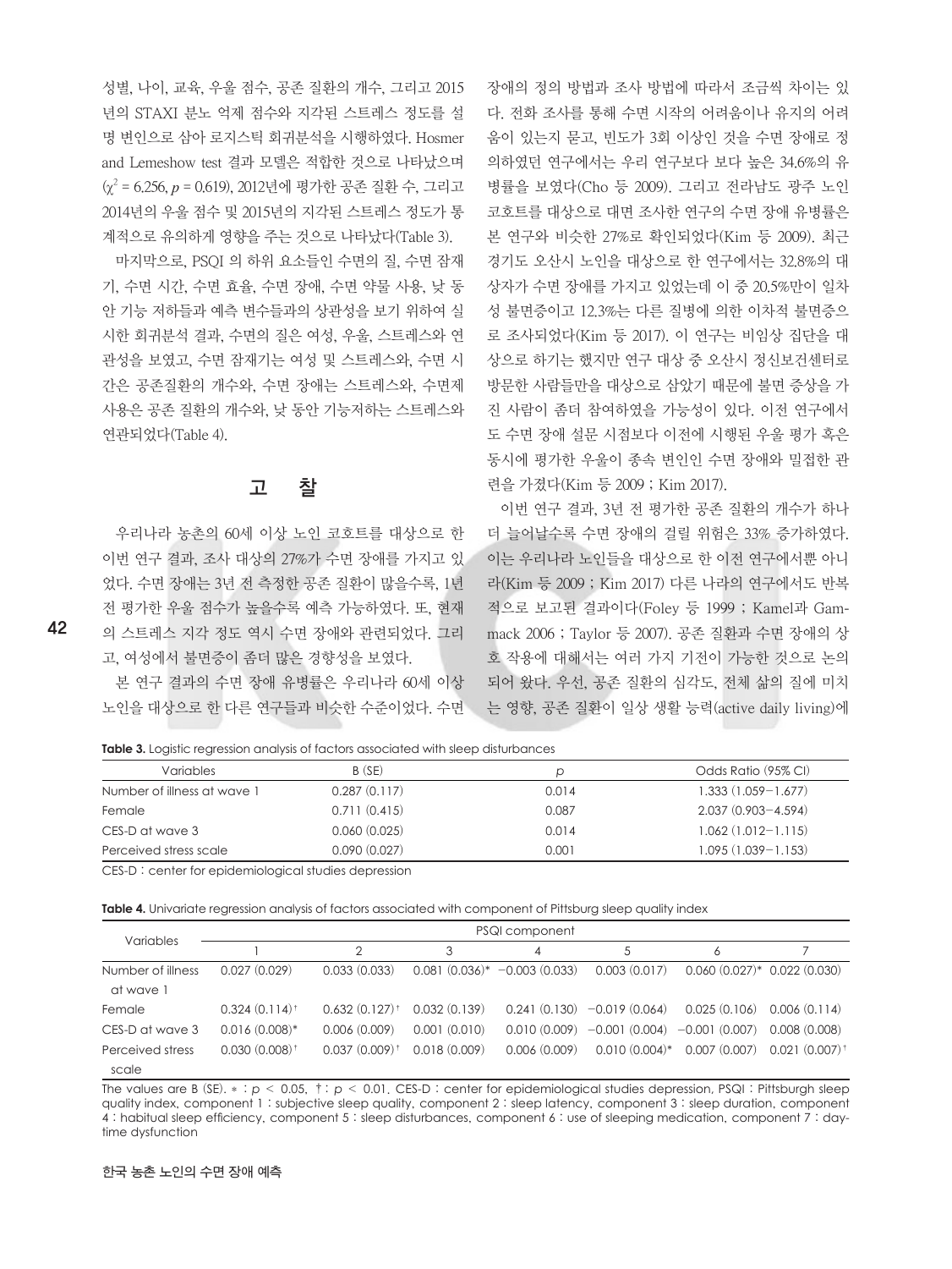성별, 나이, 교육, 우울 점수, 공존 질환의 개수, 그리고 2015년의 STAXI 분노 억제 점수와 지각된 스트레스 정도를 설명 변인으로 삼아 로지스틱 회귀분석을 시행하였다. Hosmer and Lemeshow test 결과 모델은 적합한 것으로 나타났으며 ($\chi^2$ = 6.256, $p$ = 0.619), 2012년에 평가한 공존 질환 수, 그리고 2014년의 우울 점수 및 2015년의 지각된 스트레스 정도가 통계적으로 유의하게 영향을 주는 것으로 나타났다(Table 3).

마지막으로, PSQI 의 하위 요소들인 수면의 질, 수면 잠재기, 수면 시간, 수면 효율, 수면 장애, 수면 약물 사용, 낮 동안 기능 저하들과 예측 변수들과의 상관성을 보기 위하여 실시한 회귀분석 결과, 수면의 질은 여성, 우울, 스트레스와 연관성을 보였고, 수면 잠재기는 여성 및 스트레스와, 수면 시간은 공존질환의 개수와, 수면 장애는 스트레스와, 수면제 사용은 공존 질환의 개수와, 낮 동안 기능저하는 스트레스와 연관되었다(Table 4).

## 고 찰

우리나라 농촌의 60세 이상 노인 코호트를 대상으로 한 이번 연구 결과, 조사 대상의 27%가 수면 장애를 가지고 있었다. 수면 장애는 3년 전 측정한 공존 질환이 많을수록, 1년 전 평가한 우울 점수가 높을수록 예측 가능하였다. 또, 현재의 스트레스 지각 정도 역시 수면 장애와 관련되었다. 그리고, 여성에서 불면증이 좀더 많은 경향성을 보였다.

본 연구 결과의 수면 장애 유병률은 우리나라 60세 이상 노인을 대상으로 한 다른 연구들과 비슷한 수준이었다. 수면 장애의 정의 방법과 조사 방법에 따라서 조금씩 차이는 있다. 전화 조사를 통해 수면 시작의 어려움이나 유지의 어려움이 있는지 묻고, 빈도가 3회 이상인 것을 수면 장애로 정의하였던 연구에서는 우리 연구보다 보다 높은 34.6%의 유병률을 보였다(Cho 등 2009). 그리고 전라남도 광주 노인 코호트를 대상으로 대면 조사한 연구의 수면 장애 유병률은 본 연구와 비슷한 27%로 확인되었다(Kim 등 2009). 최근 경기도 오산시 노인을 대상으로 한 연구에서는 32.8%의 대상자가 수면 장애를 가지고 있었는데 이 중 20.5%만이 일차성 불면증이고 12.3%는 다른 질병에 의한 이차적 불면증으로 조사되었다(Kim 등 2017). 이 연구는 비임상 집단을 대상으로 하기는 했지만 연구 대상 중 오산시 정신보건센터로 방문한 사람들만을 대상으로 삼았기 때문에 불면 증상을 가진 사람이 좀더 참여하였을 가능성이 있다. 이전 연구에서도 수면 장애 설문 시점보다 이전에 시행된 우울 평가 혹은 동시에 평가한 우울이 종속 변인인 수면 장애와 밀접한 관련을 가졌다(Kim 등 2009 ; Kim 2017).

이번 연구 결과, 3년 전 평가한 공존 질환의 개수가 하나 더 늘어날수록 수면 장애의 걸릴 위험은 33% 증가하였다. 이는 우리나라 노인들을 대상으로 한 이전 연구에서뿐 아니라(Kim 등 2009 ; Kim 2017) 다른 나라의 연구에서도 반복적으로 보고된 결과이다(Foley 등 1999 ; Kamel과 Gammack 2006 ; Taylor 등 2007). 공존 질환과 수면 장애의 상호 작용에 대해서는 여러 가지 기전이 가능한 것으로 논의되어 왔다. 우선, 공존 질환의 심각도, 전체 삶의 질에 미치는 영향, 공존 질환이 일상 생활 능력(active daily living)에

**Table 3.** Logistic regression analysis of factors associated with sleep disturbances

| Variables | B (SE) | p | Odds Ratio (95% CI) |
|---|---|---|---|
| Number of illness at wave 1 | 0.287 (0.117) | 0.014 | 1.333 (1.059−1.677) |
| Female | 0.711 (0.415) | 0.087 | 2.037 (0.903−4.594) |
| CES-D at wave 3 | 0.060 (0.025) | 0.014 | 1.062 (1.012−1.115) |
| Perceived stress scale | 0.090 (0.027) | 0.001 | 1.095 (1.039−1.153) |

CES-D : center for epidemiological studies depression

**Table 4.** Univariate regression analysis of factors associated with component of Pittsburg sleep quality index

| Variables | PSQI component | | | | | | |
|---|---|---|---|---|---|---|---|
| | 1 | 2 | 3 | 4 | 5 | 6 | 7 |
| Number of illness at wave 1 | 0.027 (0.029) | 0.033 (0.033) | 0.081 (0.036)* | −0.003 (0.033) | 0.003 (0.017) | 0.060 (0.027)* | 0.022 (0.030) |
| Female | 0.324 (0.114)† | 0.632 (0.127)† | 0.032 (0.139) | 0.241 (0.130) | −0.019 (0.064) | 0.025 (0.106) | 0.006 (0.114) |
| CES-D at wave 3 | 0.016 (0.008)* | 0.006 (0.009) | 0.001 (0.010) | 0.010 (0.009) | −0.001 (0.004) | −0.001 (0.007) | 0.008 (0.008) |
| Perceived stress scale | 0.030 (0.008)† | 0.037 (0.009)† | 0.018 (0.009) | 0.006 (0.009) | 0.010 (0.004)* | 0.007 (0.007) | 0.021 (0.007)† |

The values are B (SE). * : $p < 0.05$, † : $p < 0.01$. CES-D : center for epidemiological studies depression, PSQI : Pittsburgh sleep quality index, component 1 : subjective sleep quality, component 2 : sleep latency, component 3 : sleep duration, component 4 : habitual sleep efficiency, component 5 : sleep disturbances, component 6 : use of sleeping medication, component 7 : daytime dysfunction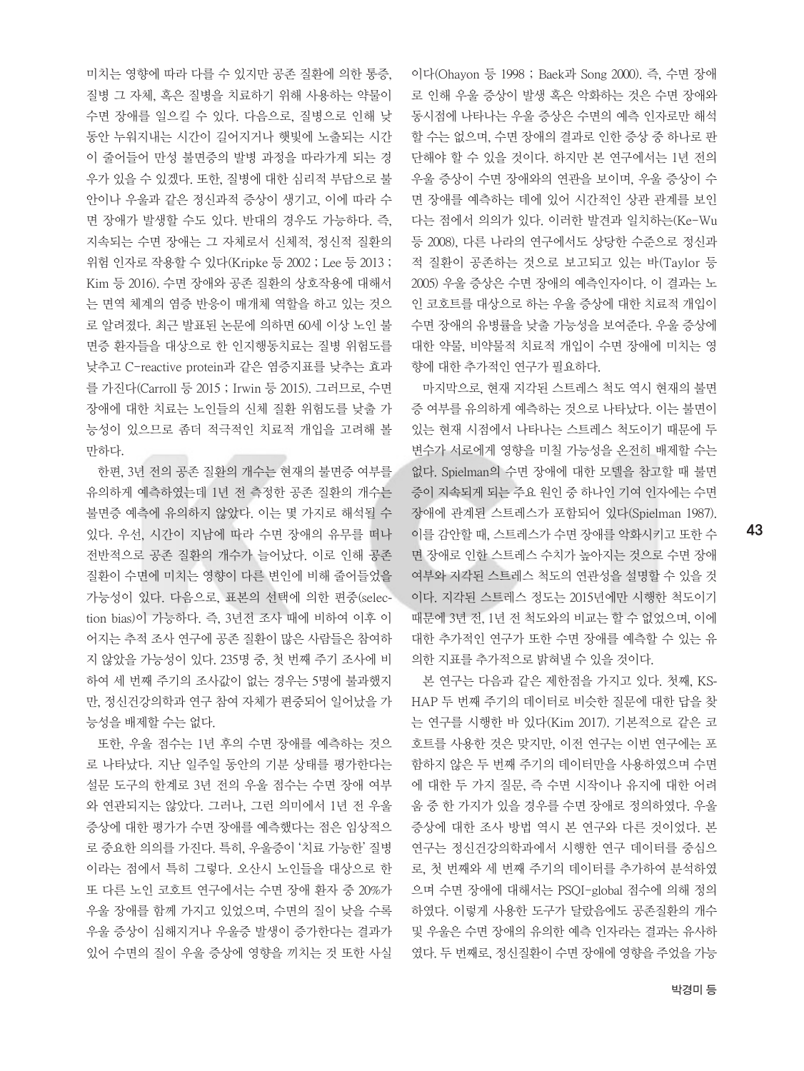미치는 영향에 따라 다를 수 있지만 공존 질환에 의한 통증, 질병 그 자체, 혹은 질병을 치료하기 위해 사용하는 약물이 수면 장애를 일으킬 수 있다. 다음으로, 질병으로 인해 낮 동안 누워지내는 시간이 길어지거나 햇빛에 노출되는 시간이 줄어들어 만성 불면증의 발병 과정을 따라가게 되는 경우가 있을 수 있겠다. 또한, 질병에 대한 심리적 부담으로 불안이나 우울과 같은 정신과적 증상이 생기고, 이에 따라 수면 장애가 발생할 수도 있다. 반대의 경우도 가능하다. 즉, 지속되는 수면 장애는 그 자체로서 신체적, 정신적 질환의 위험 인자로 작용할 수 있다(Kripke 등 2002 ; Lee 등 2013 ; Kim 등 2016). 수면 장애와 공존 질환의 상호작용에 대해서는 면역 체계의 염증 반응이 매개체 역할을 하고 있는 것으로 알려졌다. 최근 발표된 논문에 의하면 60세 이상 노인 불면증 환자들을 대상으로 한 인지행동치료는 질병 위험도를 낮추고 C-reactive protein과 같은 염증지표를 낮추는 효과를 가진다(Carroll 등 2015 ; Irwin 등 2015). 그러므로, 수면 장애에 대한 치료는 노인들의 신체 질환 위험도를 낮출 가능성이 있으므로 좀더 적극적인 치료적 개입을 고려해 볼 만하다.

한편, 3년 전의 공존 질환의 개수는 현재의 불면증 여부를 유의하게 예측하였는데 1년 전 측정한 공존 질환의 개수는 불면증 예측에 유의하지 않았다. 이는 몇 가지로 해석될 수 있다. 우선, 시간이 지남에 따라 수면 장애의 유무를 떠나 전반적으로 공존 질환의 개수가 늘어났다. 이로 인해 공존 질환이 수면에 미치는 영향이 다른 변인에 비해 줄어들었을 가능성이 있다. 다음으로, 표본의 선택에 의한 편중(selection bias)이 가능하다. 즉, 3년전 조사 때에 비하여 이후 이어지는 추적 조사 연구에 공존 질환이 많은 사람들은 참여하지 않았을 가능성이 있다. 235명 중, 첫 번째 주기 조사에 비하여 세 번째 주기의 조사값이 없는 경우는 5명에 불과했지만, 정신건강의학과 연구 참여 자체가 편중되어 일어났을 가능성을 배제할 수는 없다.

또한, 우울 점수는 1년 후의 수면 장애를 예측하는 것으로 나타났다. 지난 일주일 동안의 기분 상태를 평가한다는 설문 도구의 한계로 3년 전의 우울 점수는 수면 장애 여부와 연관되지는 않았다. 그러나, 그런 의미에서 1년 전 우울 증상에 대한 평가가 수면 장애를 예측했다는 점은 임상적으로 중요한 의의를 가진다. 특히, 우울증이 '치료 가능한' 질병이라는 점에서 특히 그렇다. 오산시 노인들을 대상으로 한 또 다른 노인 코호트 연구에서는 수면 장애 환자 중 20%가 우울 장애를 함께 가지고 있었으며, 수면의 질이 낮을 수록 우울 증상이 심해지거나 우울증 발생이 증가한다는 결과가 있어 수면의 질이 우울 증상에 영향을 끼치는 것 또한 사실이다(Ohayon 등 1998 ; Baek과 Song 2000). 즉, 수면 장애로 인해 우울 증상이 발생 혹은 악화하는 것은 수면 장애와 동시점에 나타나는 우울 증상은 수면의 예측 인자로만 해석할 수는 없으며, 수면 장애의 결과로 인한 증상 중 하나로 판단해야 할 수 있을 것이다. 하지만 본 연구에서는 1년 전의 우울 증상이 수면 장애와의 연관을 보이며, 우울 증상이 수면 장애를 예측하는 데에 있어 시간적인 상관 관계를 보인다는 점에서 의의가 있다. 이러한 발견과 일치하는(Ke-Wu 등 2008), 다른 나라의 연구에서도 상당한 수준으로 정신과적 질환이 공존하는 것으로 보고되고 있는 바(Taylor 등 2005) 우울 증상은 수면 장애의 예측인자이다. 이 결과는 노인 코호트를 대상으로 하는 우울 증상에 대한 치료적 개입이 수면 장애의 유병률을 낮출 가능성을 보여준다. 우울 증상에 대한 약물, 비약물적 치료적 개입이 수면 장애에 미치는 영향에 대한 추가적인 연구가 필요하다.

마지막으로, 현재 지각된 스트레스 척도 역시 현재의 불면증 여부를 유의하게 예측하는 것으로 나타났다. 이는 불면이 있는 현재 시점에서 나타나는 스트레스 척도이기 때문에 두 변수가 서로에게 영향을 미칠 가능성을 온전히 배제할 수는 없다. Spielman의 수면 장애에 대한 모델을 참고할 때 불면증이 지속되게 되는 주요 원인 중 하나인 기여 인자에는 수면 장애에 관계된 스트레스가 포함되어 있다(Spielman 1987). 이를 감안할 때, 스트레스가 수면 장애를 악화시키고 또한 수면 장애로 인한 스트레스 수치가 높아지는 것으로 수면 장애 여부와 지각된 스트레스 척도의 연관성을 설명할 수 있을 것이다. 지각된 스트레스 정도는 2015년에만 시행한 척도이기 때문에 3년 전, 1년 전 척도와의 비교는 할 수 없었으며, 이에 대한 추가적인 연구가 또한 수면 장애를 예측할 수 있는 유의한 지표를 추가적으로 밝혀낼 수 있을 것이다.

본 연구는 다음과 같은 제한점을 가지고 있다. 첫째, KS-HAP 두 번째 주기의 데이터로 비슷한 질문에 대한 답을 찾는 연구를 시행한 바 있다(Kim 2017). 기본적으로 같은 코호트를 사용한 것은 맞지만, 이전 연구는 이번 연구에는 포함하지 않은 두 번째 주기의 데이터만을 사용하였으며 수면에 대한 두 가지 질문, 즉 수면 시작이나 유지에 대한 어려움 중 한 가지가 있을 경우를 수면 장애로 정의하였다. 우울 증상에 대한 조사 방법 역시 본 연구와 다른 것이었다. 본 연구는 정신건강의학과에서 시행한 연구 데이터를 중심으로, 첫 번째와 세 번째 주기의 데이터를 추가하여 분석하였으며 수면 장애에 대해서는 PSQI-global 점수에 의해 정의하였다. 이렇게 사용한 도구가 달랐음에도 공존질환의 개수 및 우울은 수면 장애의 유의한 예측 인자라는 결과는 유사하였다. 두 번째로, 정신질환이 수면 장애에 영향을 주었을 가능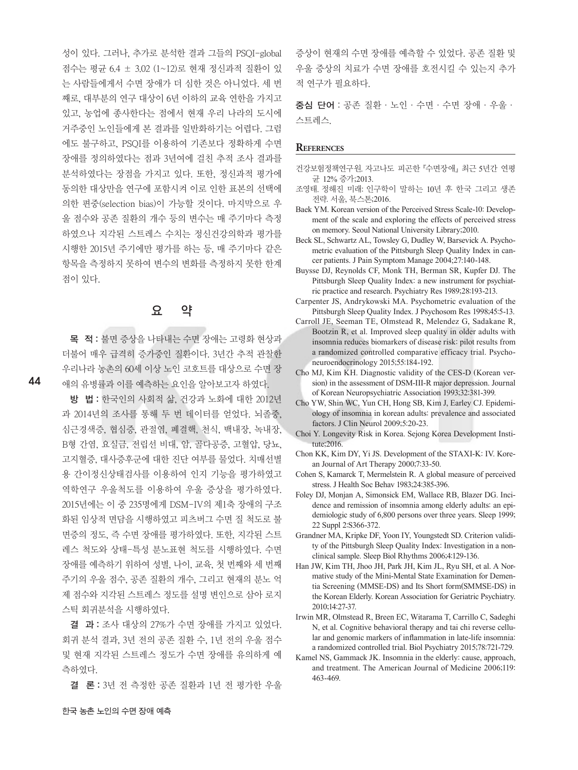성이 있다. 그러나, 추가로 분석한 결과 그들의 PSQI-global 점수는 평균 6.4 ± 3.02 (1~12)로 현재 정신과적 질환이 있는 사람들에게서 수면 장애가 더 심한 것은 아니었다. 세 번째로, 대부분의 연구 대상이 6년 이하의 교육 연한을 가지고 있고, 농업에 종사한다는 점에서 현재 우리 나라의 도시에 거주중인 노인들에게 본 결과를 일반화하기는 어렵다. 그럼에도 불구하고, PSQI를 이용하여 기존보다 정확하게 수면 장애를 정의하였다는 점과 3년여에 걸친 추적 조사 결과를 분석하였다는 장점을 가지고 있다. 또한, 정신과적 평가에 동의한 대상만을 연구에 포함시켜 이로 인한 표본의 선택에 의한 편중(selection bias)이 가능할 것이다. 마지막으로 우울 점수와 공존 질환의 개수 등의 변수는 매 주기마다 측정하였으나 지각된 스트레스 수치는 정신건강의학과 평가를 시행한 2015년 주기에만 평가를 하는 등, 매 주기마다 같은 항목을 측정하지 못하여 변수의 변화를 측정하지 못한 한계점이 있다.

## 요 약

**목 적 :** 불면 증상을 나타내는 수면 장애는 고령화 현상과 더불어 매우 급격히 증가중인 질환이다. 3년간 추적 관찰한 우리나라 농촌의 60세 이상 노인 코호트를 대상으로 수면 장애의 유병률과 이를 예측하는 요인을 알아보고자 하였다.

**방 법 :** 한국인의 사회적 삶, 건강과 노화에 대한 2012년과 2014년의 조사를 통해 두 번 데이터를 얻었다. 뇌졸중, 심근경색증, 협심증, 관절염, 폐결핵, 천식, 백내장, 녹내장, B형 간염, 요실금, 전립선 비대, 암, 골다공증, 고혈압, 당뇨, 고지혈증, 대사증후군에 대한 진단 여부를 물었다. 치매선별용 간이정신상태검사를 이용하여 인지 기능을 평가하였고 역학연구 우울척도를 이용하여 우울 증상을 평가하였다. 2015년에는 이 중 235명에게 DSM-IV의 제1축 장애의 구조화된 임상적 면담을 시행하였고 피츠버그 수면 질 척도로 불면증의 정도, 즉 수면 장애를 평가하였다. 또한, 지각된 스트레스 척도와 상태-특성 분노표현 척도를 시행하였다. 수면 장애를 예측하기 위하여 성별, 나이, 교육, 첫 번째와 세 번째 주기의 우울 점수, 공존 질환의 개수, 그리고 현재의 분노 억제 점수와 지각된 스트레스 정도를 설명 변인으로 삼아 로지스틱 회귀분석을 시행하였다.

**결 과 :** 조사 대상의 27%가 수면 장애를 가지고 있었다. 회귀 분석 결과, 3년 전의 공존 질환 수, 1년 전의 우울 점수 및 현재 지각된 스트레스 정도가 수면 장애를 유의하게 예측하였다.

**결 론 :** 3년 전 측정한 공존 질환과 1년 전 평가한 우울 증상이 현재의 수면 장애를 예측할 수 있었다. 공존 질환 및 우울 증상의 치료가 수면 장애를 호전시킬 수 있는지 추가적 연구가 필요하다.

**중심 단어 :** 공존 질환 · 노인 · 수면 · 수면 장애 · 우울 · 스트레스.

## References

건강보험정책연구원. 자고나도 피곤한 『수면장애』 최근 5년간 연평균 12% 증가;2013.

조영태. 정해진 미래: 인구학이 말하는 10년 후 한국 그리고 생존 전략. 서울, 북스톤;2016.

Baek YM. Korean version of the Perceived Stress Scale-10: Development of the scale and exploring the effects of perceived stress on memory. Seoul National University Library;2010.

Beck SL, Schwartz AL, Towsley G, Dudley W, Barsevick A. Psychometric evaluation of the Pittsburgh Sleep Quality Index in cancer patients. J Pain Symptom Manage 2004;27:140-148.

Buysse DJ, Reynolds CF, Monk TH, Berman SR, Kupfer DJ. The Pittsburgh Sleep Quality Index: a new instrument for psychiatric practice and research. Psychiatry Res 1989;28:193-213.

Carpenter JS, Andrykowski MA. Psychometric evaluation of the Pittsburgh Sleep Quality Index. J Psychosom Res 1998;45:5-13.

Carroll JE, Seeman TE, Olmstead R, Melendez G, Sadakane R, Bootzin R, et al. Improved sleep quality in older adults with insomnia reduces biomarkers of disease risk: pilot results from a randomized controlled comparative efficacy trial. Psychoneuroendocrinology 2015;55:184-192.

Cho MJ, Kim KH. Diagnostic validity of the CES-D (Korean version) in the assessment of DSM-III-R major depression. Journal of Korean Neuropsychiatric Association 1993;32:381-399.

Cho YW, Shin WC, Yun CH, Hong SB, Kim J, Earley CJ. Epidemiology of insomnia in korean adults: prevalence and associated factors. J Clin Neurol 2009;5:20-23.

Choi Y. Longevity Risk in Korea. Sejong Korea Development Institute;2016.

Chon KK, Kim DY, Yi JS. Development of the STAXI-K: IV. Korean Journal of Art Therapy 2000;7:33-50.

Cohen S, Kamarck T, Mermelstein R. A global measure of perceived stress. J Health Soc Behav 1983;24:385-396.

Foley DJ, Monjan A, Simonsick EM, Wallace RB, Blazer DG. Incidence and remission of insomnia among elderly adults: an epidemiologic study of 6,800 persons over three years. Sleep 1999; 22 Suppl 2:S366-372.

Grandner MA, Kripke DF, Yoon IY, Youngstedt SD. Criterion validity of the Pittsburgh Sleep Quality Index: Investigation in a nonclinical sample. Sleep Biol Rhythms 2006;4:129-136.

Han JW, Kim TH, Jhoo JH, Park JH, Kim JL, Ryu SH, et al. A Normative study of the Mini-Mental State Examination for Dementia Screening (MMSE-DS) and Its Short form(SMMSE-DS) in the Korean Elderly. Korean Association for Geriatric Psychiatry. 2010;14:27-37.

Irwin MR, Olmstead R, Breen EC, Witarama T, Carrillo C, Sadeghi N, et al. Cognitive behavioral therapy and tai chi reverse cellular and genomic markers of inflammation in late-life insomnia: a randomized controlled trial. Biol Psychiatry 2015;78:721-729.

Kamel NS, Gammack JK. Insomnia in the elderly: cause, approach, and treatment. The American Journal of Medicine 2006;119: 463-469.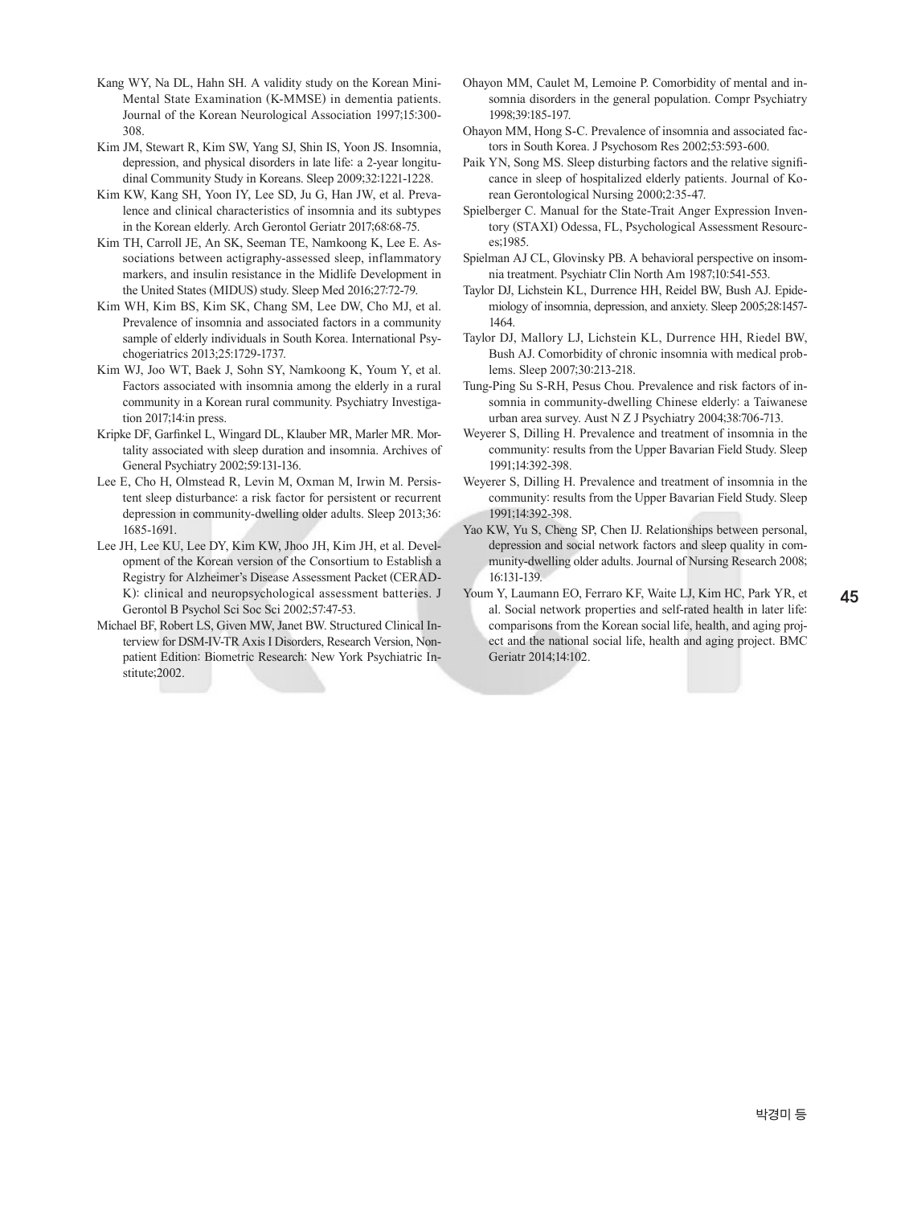Kang WY, Na DL, Hahn SH. A validity study on the Korean Mini-Mental State Examination (K-MMSE) in dementia patients. Journal of the Korean Neurological Association 1997;15:300-308.

Kim JM, Stewart R, Kim SW, Yang SJ, Shin IS, Yoon JS. Insomnia, depression, and physical disorders in late life: a 2-year longitudinal Community Study in Koreans. Sleep 2009;32:1221-1228.

Kim KW, Kang SH, Yoon IY, Lee SD, Ju G, Han JW, et al. Prevalence and clinical characteristics of insomnia and its subtypes in the Korean elderly. Arch Gerontol Geriatr 2017;68:68-75.

Kim TH, Carroll JE, An SK, Seeman TE, Namkoong K, Lee E. Associations between actigraphy-assessed sleep, inflammatory markers, and insulin resistance in the Midlife Development in the United States (MIDUS) study. Sleep Med 2016;27:72-79.

Kim WH, Kim BS, Kim SK, Chang SM, Lee DW, Cho MJ, et al. Prevalence of insomnia and associated factors in a community sample of elderly individuals in South Korea. International Psychogeriatrics 2013;25:1729-1737.

Kim WJ, Joo WT, Baek J, Sohn SY, Namkoong K, Youm Y, et al. Factors associated with insomnia among the elderly in a rural community in a Korean rural community. Psychiatry Investigation 2017;14:in press.

Kripke DF, Garfinkel L, Wingard DL, Klauber MR, Marler MR. Mortality associated with sleep duration and insomnia. Archives of General Psychiatry 2002;59:131-136.

Lee E, Cho H, Olmstead R, Levin M, Oxman M, Irwin M. Persistent sleep disturbance: a risk factor for persistent or recurrent depression in community-dwelling older adults. Sleep 2013;36:1685-1691.

Lee JH, Lee KU, Lee DY, Kim KW, Jhoo JH, Kim JH, et al. Development of the Korean version of the Consortium to Establish a Registry for Alzheimer's Disease Assessment Packet (CERAD-K): clinical and neuropsychological assessment batteries. J Gerontol B Psychol Sci Soc Sci 2002;57:47-53.

Michael BF, Robert LS, Given MW, Janet BW. Structured Clinical Interview for DSM-IV-TR Axis I Disorders, Research Version, Non-patient Edition: Biometric Research: New York Psychiatric Institute;2002.

Ohayon MM, Caulet M, Lemoine P. Comorbidity of mental and insomnia disorders in the general population. Compr Psychiatry 1998;39:185-197.

Ohayon MM, Hong S-C. Prevalence of insomnia and associated factors in South Korea. J Psychosom Res 2002;53:593-600.

Paik YN, Song MS. Sleep disturbing factors and the relative significance in sleep of hospitalized elderly patients. Journal of Korean Gerontological Nursing 2000;2:35-47.

Spielberger C. Manual for the State-Trait Anger Expression Inventory (STAXI) Odessa, FL, Psychological Assessment Resources;1985.

Spielman AJ CL, Glovinsky PB. A behavioral perspective on insomnia treatment. Psychiatr Clin North Am 1987;10:541-553.

Taylor DJ, Lichstein KL, Durrence HH, Reidel BW, Bush AJ. Epidemiology of insomnia, depression, and anxiety. Sleep 2005;28:1457-1464.

Taylor DJ, Mallory LJ, Lichstein KL, Durrence HH, Riedel BW, Bush AJ. Comorbidity of chronic insomnia with medical problems. Sleep 2007;30:213-218.

Tung-Ping Su S-RH, Pesus Chou. Prevalence and risk factors of insomnia in community-dwelling Chinese elderly: a Taiwanese urban area survey. Aust N Z J Psychiatry 2004;38:706-713.

Weyerer S, Dilling H. Prevalence and treatment of insomnia in the community: results from the Upper Bavarian Field Study. Sleep 1991;14:392-398.

Weyerer S, Dilling H. Prevalence and treatment of insomnia in the community: results from the Upper Bavarian Field Study. Sleep 1991;14:392-398.

Yao KW, Yu S, Cheng SP, Chen IJ. Relationships between personal, depression and social network factors and sleep quality in community-dwelling older adults. Journal of Nursing Research 2008;16:131-139.

Youm Y, Laumann EO, Ferraro KF, Waite LJ, Kim HC, Park YR, et al. Social network properties and self-rated health in later life: comparisons from the Korean social life, health, and aging project and the national social life, health and aging project. BMC Geriatr 2014;14:102.